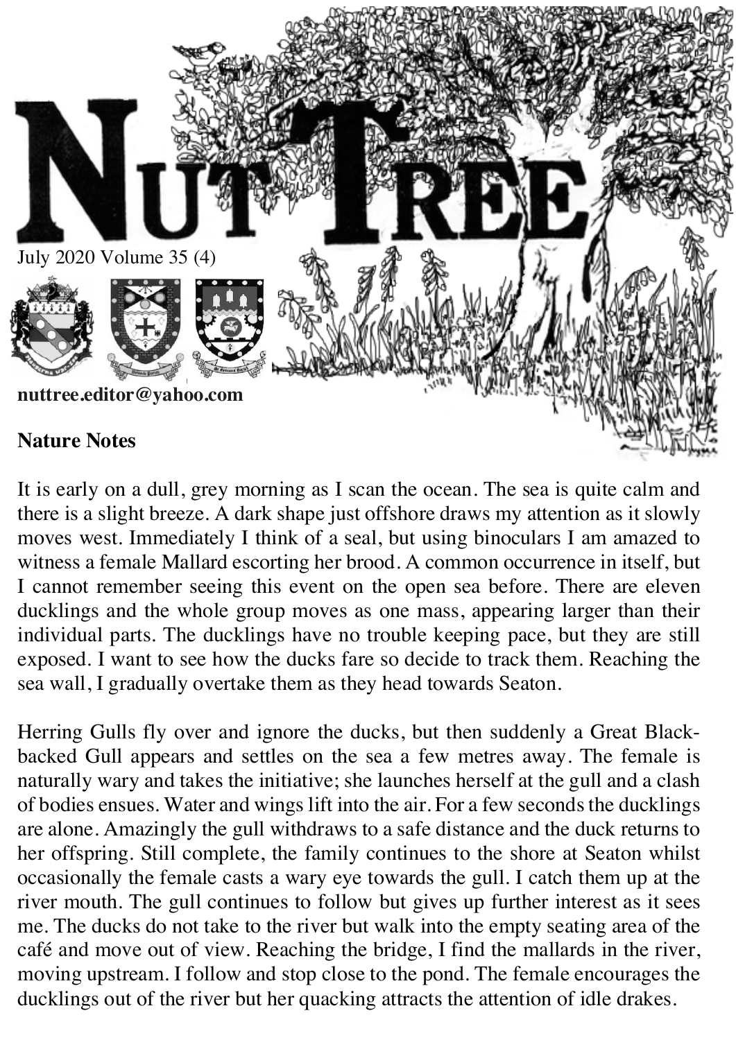# Nut Tree

July 2020 Volume 35 (4)

**nuttree.editor@yahoo.com**

## Nature Notes

It is early on a dull, grey morning as I scan the ocean. The sea is quite calm and there is a slight breeze. A dark shape just offshore draws my attention as it slowly moves west. Immediately I think of a seal, but using binoculars I am amazed to witness a female Mallard escorting her brood. A common occurrence in itself, but I cannot remember seeing this event on the open sea before. There are eleven ducklings and the whole group moves as one mass, appearing larger than their individual parts. The ducklings have no trouble keeping pace, but they are still exposed. I want to see how the ducks fare so decide to track them. Reaching the sea wall, I gradually overtake them as they head towards Seaton.

Herring Gulls fly over and ignore the ducks, but then suddenly a Great Black-backed Gull appears and settles on the sea a few metres away. The female is naturally wary and takes the initiative; she launches herself at the gull and a clash of bodies ensues. Water and wings lift into the air. For a few seconds the ducklings are alone. Amazingly the gull withdraws to a safe distance and the duck returns to her offspring. Still complete, the family continues to the shore at Seaton whilst occasionally the female casts a wary eye towards the gull. I catch them up at the river mouth. The gull continues to follow but gives up further interest as it sees me. The ducks do not take to the river but walk into the empty seating area of the café and move out of view. Reaching the bridge, I find the mallards in the river, moving upstream. I follow and stop close to the pond. The female encourages the ducklings out of the river but her quacking attracts the attention of idle drakes.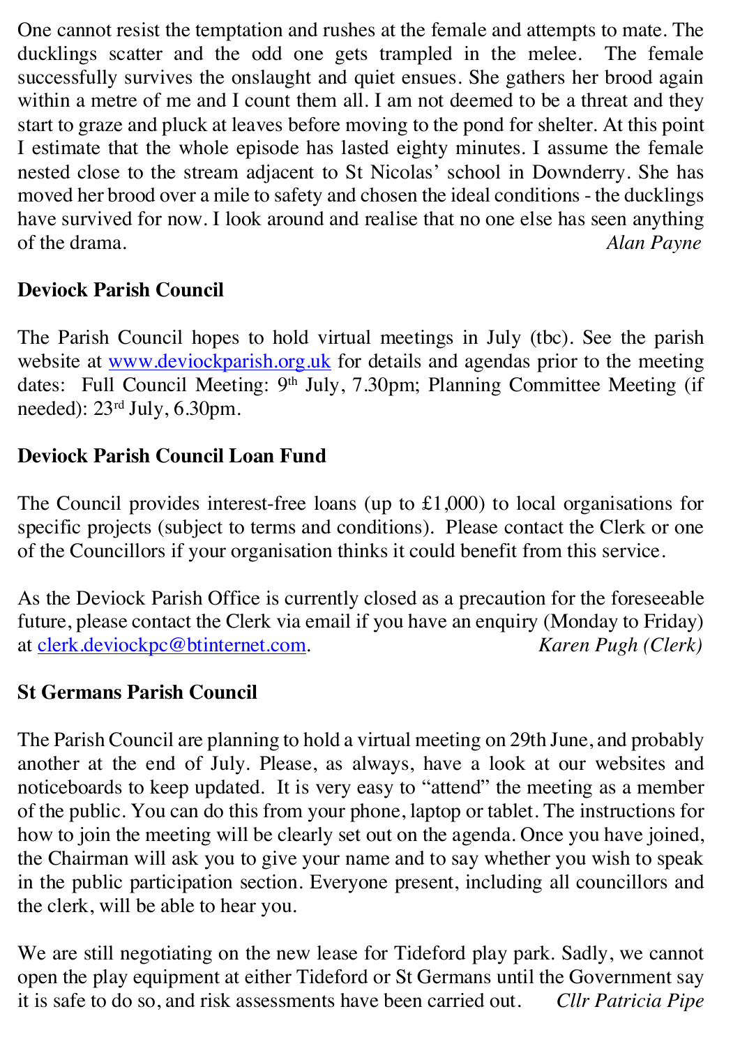One cannot resist the temptation and rushes at the female and attempts to mate. The ducklings scatter and the odd one gets trampled in the melee. The female successfully survives the onslaught and quiet ensues. She gathers her brood again within a metre of me and I count them all. I am not deemed to be a threat and they start to graze and pluck at leaves before moving to the pond for shelter. At this point I estimate that the whole episode has lasted eighty minutes. I assume the female nested close to the stream adjacent to St Nicolas' school in Downderry. She has moved her brood over a mile to safety and chosen the ideal conditions - the ducklings have survived for now. I look around and realise that no one else has seen anything of the drama. *Alan Payne*

**Deviock Parish Council**

The Parish Council hopes to hold virtual meetings in July (tbc). See the parish website at www.deviockparish.org.uk for details and agendas prior to the meeting dates: Full Council Meeting: 9th July, 7.30pm; Planning Committee Meeting (if needed): 23rd July, 6.30pm.

**Deviock Parish Council Loan Fund**

The Council provides interest-free loans (up to £1,000) to local organisations for specific projects (subject to terms and conditions). Please contact the Clerk or one of the Councillors if your organisation thinks it could benefit from this service.

As the Deviock Parish Office is currently closed as a precaution for the foreseeable future, please contact the Clerk via email if you have an enquiry (Monday to Friday) at clerk.deviockpc@btinternet.com. *Karen Pugh (Clerk)*

**St Germans Parish Council**

The Parish Council are planning to hold a virtual meeting on 29th June, and probably another at the end of July. Please, as always, have a look at our websites and noticeboards to keep updated. It is very easy to "attend" the meeting as a member of the public. You can do this from your phone, laptop or tablet. The instructions for how to join the meeting will be clearly set out on the agenda. Once you have joined, the Chairman will ask you to give your name and to say whether you wish to speak in the public participation section. Everyone present, including all councillors and the clerk, will be able to hear you.

We are still negotiating on the new lease for Tideford play park. Sadly, we cannot open the play equipment at either Tideford or St Germans until the Government say it is safe to do so, and risk assessments have been carried out. *Cllr Patricia Pipe*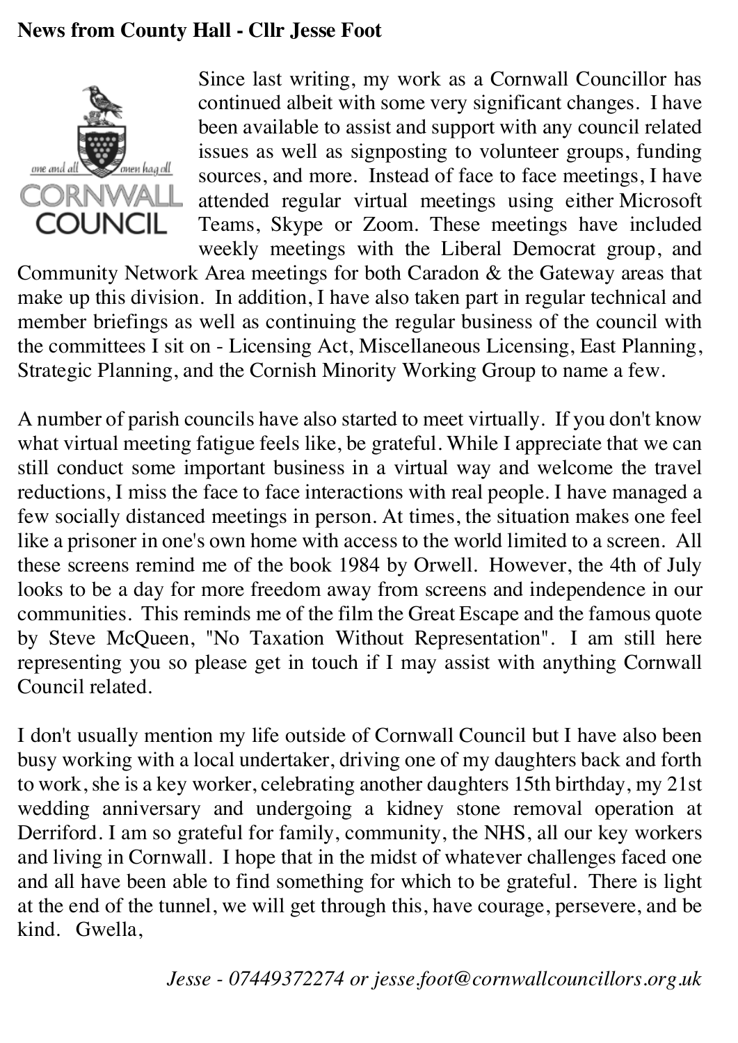# News from County Hall - Cllr Jesse Foot

Since last writing, my work as a Cornwall Councillor has continued albeit with some very significant changes. I have been available to assist and support with any council related issues as well as signposting to volunteer groups, funding sources, and more. Instead of face to face meetings, I have attended regular virtual meetings using either Microsoft Teams, Skype or Zoom. These meetings have included weekly meetings with the Liberal Democrat group, and Community Network Area meetings for both Caradon & the Gateway areas that make up this division. In addition, I have also taken part in regular technical and member briefings as well as continuing the regular business of the council with the committees I sit on - Licensing Act, Miscellaneous Licensing, East Planning, Strategic Planning, and the Cornish Minority Working Group to name a few.

A number of parish councils have also started to meet virtually. If you don't know what virtual meeting fatigue feels like, be grateful. While I appreciate that we can still conduct some important business in a virtual way and welcome the travel reductions, I miss the face to face interactions with real people. I have managed a few socially distanced meetings in person. At times, the situation makes one feel like a prisoner in one's own home with access to the world limited to a screen. All these screens remind me of the book 1984 by Orwell. However, the 4th of July looks to be a day for more freedom away from screens and independence in our communities. This reminds me of the film the Great Escape and the famous quote by Steve McQueen, "No Taxation Without Representation". I am still here representing you so please get in touch if I may assist with anything Cornwall Council related.

I don't usually mention my life outside of Cornwall Council but I have also been busy working with a local undertaker, driving one of my daughters back and forth to work, she is a key worker, celebrating another daughters 15th birthday, my 21st wedding anniversary and undergoing a kidney stone removal operation at Derriford. I am so grateful for family, community, the NHS, all our key workers and living in Cornwall. I hope that in the midst of whatever challenges faced one and all have been able to find something for which to be grateful. There is light at the end of the tunnel, we will get through this, have courage, persevere, and be kind. Gwella,

*Jesse - 07449372274 or jesse.foot@cornwallcouncillors.org.uk*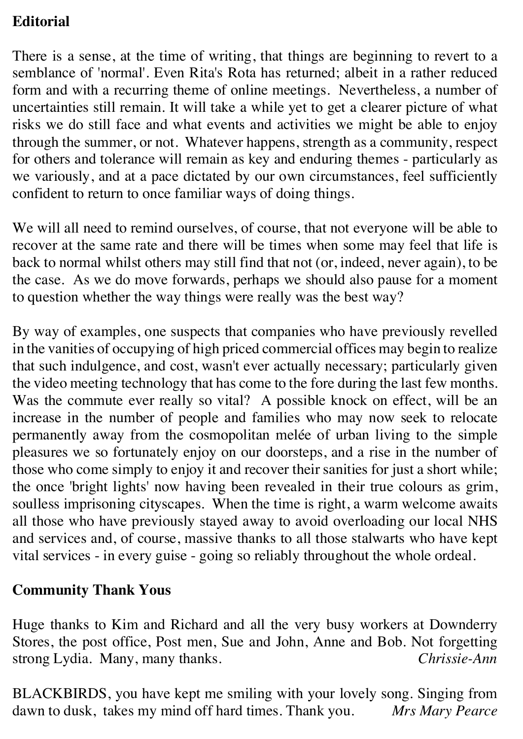**Editorial**

There is a sense, at the time of writing, that things are beginning to revert to a semblance of 'normal'. Even Rita's Rota has returned; albeit in a rather reduced form and with a recurring theme of online meetings. Nevertheless, a number of uncertainties still remain. It will take a while yet to get a clearer picture of what risks we do still face and what events and activities we might be able to enjoy through the summer, or not. Whatever happens, strength as a community, respect for others and tolerance will remain as key and enduring themes - particularly as we variously, and at a pace dictated by our own circumstances, feel sufficiently confident to return to once familiar ways of doing things.

We will all need to remind ourselves, of course, that not everyone will be able to recover at the same rate and there will be times when some may feel that life is back to normal whilst others may still find that not (or, indeed, never again), to be the case. As we do move forwards, perhaps we should also pause for a moment to question whether the way things were really was the best way?

By way of examples, one suspects that companies who have previously revelled in the vanities of occupying of high priced commercial offices may begin to realize that such indulgence, and cost, wasn't ever actually necessary; particularly given the video meeting technology that has come to the fore during the last few months. Was the commute ever really so vital? A possible knock on effect, will be an increase in the number of people and families who may now seek to relocate permanently away from the cosmopolitan melée of urban living to the simple pleasures we so fortunately enjoy on our doorsteps, and a rise in the number of those who come simply to enjoy it and recover their sanities for just a short while; the once 'bright lights' now having been revealed in their true colours as grim, soulless imprisoning cityscapes. When the time is right, a warm welcome awaits all those who have previously stayed away to avoid overloading our local NHS and services and, of course, massive thanks to all those stalwarts who have kept vital services - in every guise - going so reliably throughout the whole ordeal.

**Community Thank Yous**

Huge thanks to Kim and Richard and all the very busy workers at Downderry Stores, the post office, Post men, Sue and John, Anne and Bob. Not forgetting strong Lydia. Many, many thanks. *Chrissie-Ann*

BLACKBIRDS, you have kept me smiling with your lovely song. Singing from dawn to dusk, takes my mind off hard times. Thank you. *Mrs Mary Pearce*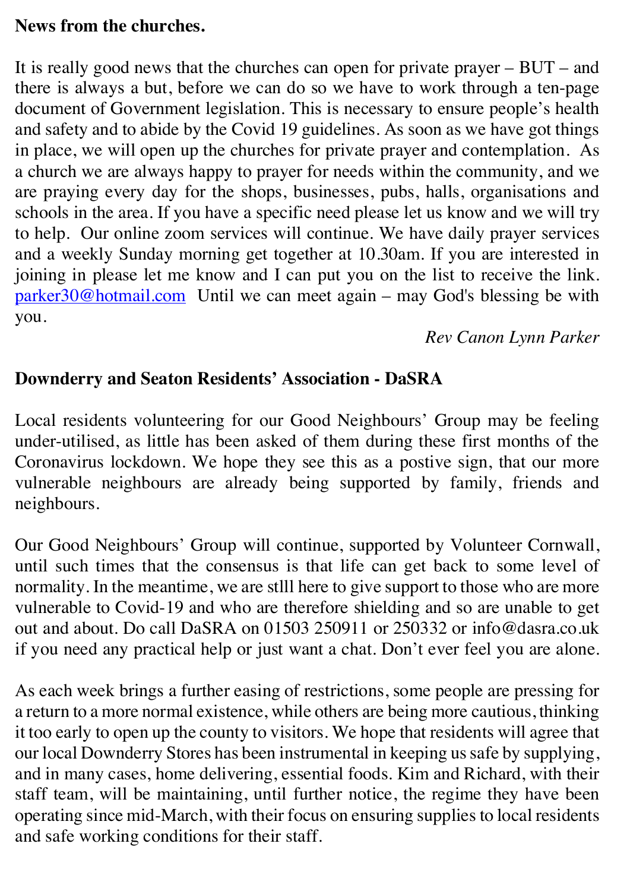**News from the churches.**

It is really good news that the churches can open for private prayer – BUT – and there is always a but, before we can do so we have to work through a ten-page document of Government legislation. This is necessary to ensure people's health and safety and to abide by the Covid 19 guidelines. As soon as we have got things in place, we will open up the churches for private prayer and contemplation. As a church we are always happy to prayer for needs within the community, and we are praying every day for the shops, businesses, pubs, halls, organisations and schools in the area. If you have a specific need please let us know and we will try to help. Our online zoom services will continue. We have daily prayer services and a weekly Sunday morning get together at 10.30am. If you are interested in joining in please let me know and I can put you on the list to receive the link. parker30@hotmail.com Until we can meet again – may God's blessing be with you.

*Rev Canon Lynn Parker*

**Downderry and Seaton Residents' Association - DaSRA**

Local residents volunteering for our Good Neighbours' Group may be feeling under-utilised, as little has been asked of them during these first months of the Coronavirus lockdown. We hope they see this as a postive sign, that our more vulnerable neighbours are already being supported by family, friends and neighbours.

Our Good Neighbours' Group will continue, supported by Volunteer Cornwall, until such times that the consensus is that life can get back to some level of normality. In the meantime, we are stlll here to give support to those who are more vulnerable to Covid-19 and who are therefore shielding and so are unable to get out and about. Do call DaSRA on 01503 250911 or 250332 or info@dasra.co.uk if you need any practical help or just want a chat. Don't ever feel you are alone.

As each week brings a further easing of restrictions, some people are pressing for a return to a more normal existence, while others are being more cautious, thinking it too early to open up the county to visitors. We hope that residents will agree that our local Downderry Stores has been instrumental in keeping us safe by supplying, and in many cases, home delivering, essential foods. Kim and Richard, with their staff team, will be maintaining, until further notice, the regime they have been operating since mid-March, with their focus on ensuring supplies to local residents and safe working conditions for their staff.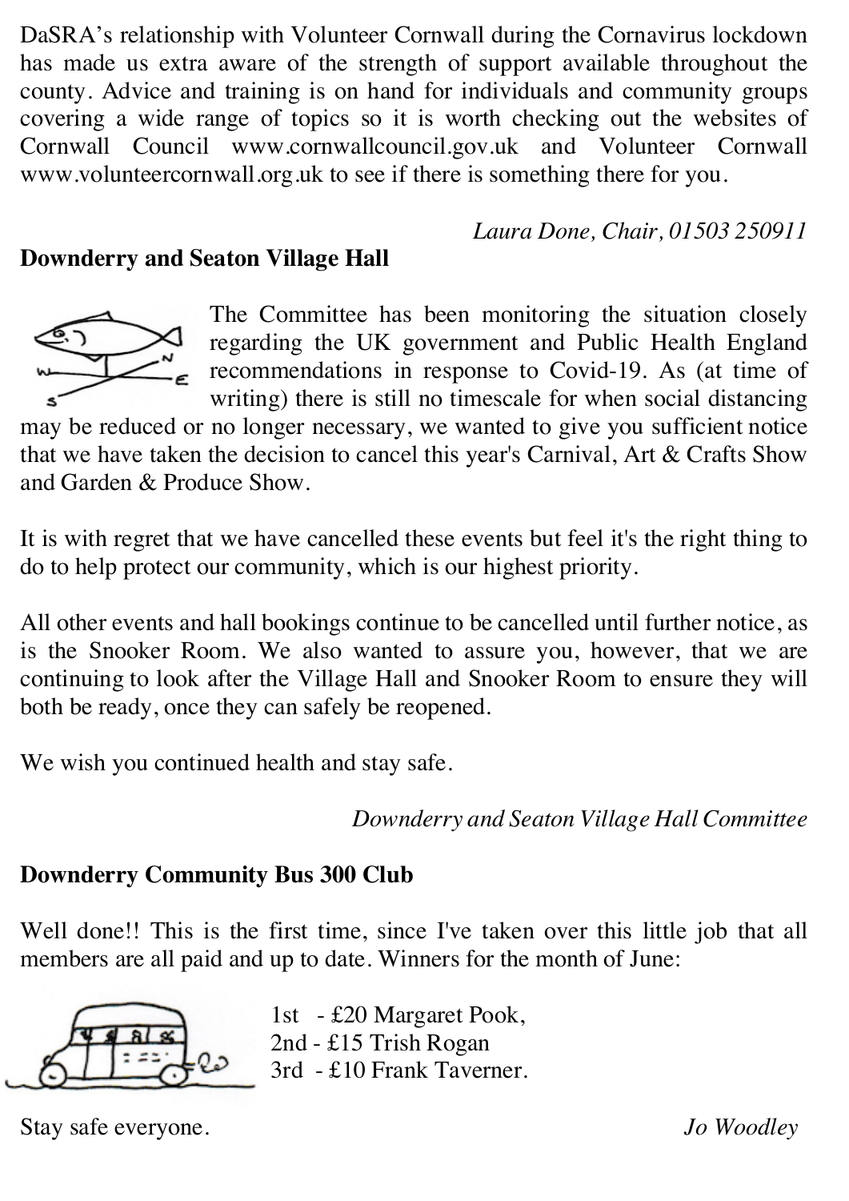DaSRA's relationship with Volunteer Cornwall during the Cornavirus lockdown has made us extra aware of the strength of support available throughout the county. Advice and training is on hand for individuals and community groups covering a wide range of topics so it is worth checking out the websites of Cornwall Council www.cornwallcouncil.gov.uk and Volunteer Cornwall www.volunteercornwall.org.uk to see if there is something there for you.

*Laura Done, Chair, 01503 250911*

**Downderry and Seaton Village Hall**

The Committee has been monitoring the situation closely regarding the UK government and Public Health England recommendations in response to Covid-19. As (at time of writing) there is still no timescale for when social distancing may be reduced or no longer necessary, we wanted to give you sufficient notice that we have taken the decision to cancel this year's Carnival, Art & Crafts Show and Garden & Produce Show.

It is with regret that we have cancelled these events but feel it's the right thing to do to help protect our community, which is our highest priority.

All other events and hall bookings continue to be cancelled until further notice, as is the Snooker Room. We also wanted to assure you, however, that we are continuing to look after the Village Hall and Snooker Room to ensure they will both be ready, once they can safely be reopened.

We wish you continued health and stay safe.

*Downderry and Seaton Village Hall Committee*

**Downderry Community Bus 300 Club**

Well done!! This is the first time, since I've taken over this little job that all members are all paid and up to date. Winners for the month of June:

1st - £20 Margaret Pook,
2nd - £15 Trish Rogan
3rd - £10 Frank Taverner.

Stay safe everyone.

*Jo Woodley*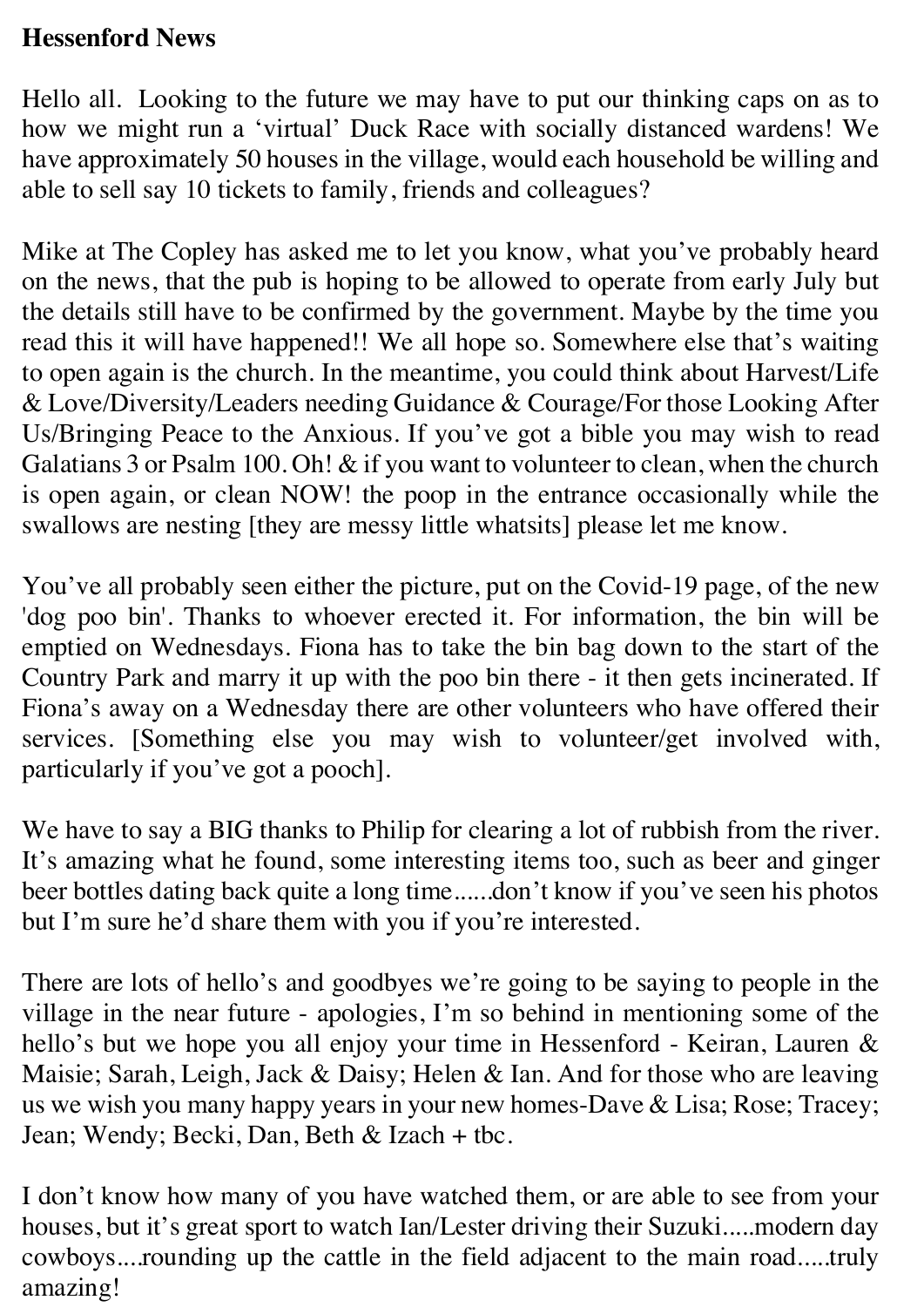**Hessenford News**

Hello all. Looking to the future we may have to put our thinking caps on as to how we might run a 'virtual' Duck Race with socially distanced wardens! We have approximately 50 houses in the village, would each household be willing and able to sell say 10 tickets to family, friends and colleagues?

Mike at The Copley has asked me to let you know, what you've probably heard on the news, that the pub is hoping to be allowed to operate from early July but the details still have to be confirmed by the government. Maybe by the time you read this it will have happened!! We all hope so. Somewhere else that's waiting to open again is the church. In the meantime, you could think about Harvest/Life & Love/Diversity/Leaders needing Guidance & Courage/For those Looking After Us/Bringing Peace to the Anxious. If you've got a bible you may wish to read Galatians 3 or Psalm 100. Oh! & if you want to volunteer to clean, when the church is open again, or clean NOW! the poop in the entrance occasionally while the swallows are nesting [they are messy little whatsits] please let me know.

You've all probably seen either the picture, put on the Covid-19 page, of the new 'dog poo bin'. Thanks to whoever erected it. For information, the bin will be emptied on Wednesdays. Fiona has to take the bin bag down to the start of the Country Park and marry it up with the poo bin there - it then gets incinerated. If Fiona's away on a Wednesday there are other volunteers who have offered their services. [Something else you may wish to volunteer/get involved with, particularly if you've got a pooch].

We have to say a BIG thanks to Philip for clearing a lot of rubbish from the river. It's amazing what he found, some interesting items too, such as beer and ginger beer bottles dating back quite a long time......don't know if you've seen his photos but I'm sure he'd share them with you if you're interested.

There are lots of hello's and goodbyes we're going to be saying to people in the village in the near future - apologies, I'm so behind in mentioning some of the hello's but we hope you all enjoy your time in Hessenford - Keiran, Lauren & Maisie; Sarah, Leigh, Jack & Daisy; Helen & Ian. And for those who are leaving us we wish you many happy years in your new homes-Dave & Lisa; Rose; Tracey; Jean; Wendy; Becki, Dan, Beth & Izach + tbc.

I don't know how many of you have watched them, or are able to see from your houses, but it's great sport to watch Ian/Lester driving their Suzuki.....modern day cowboys....rounding up the cattle in the field adjacent to the main road.....truly amazing!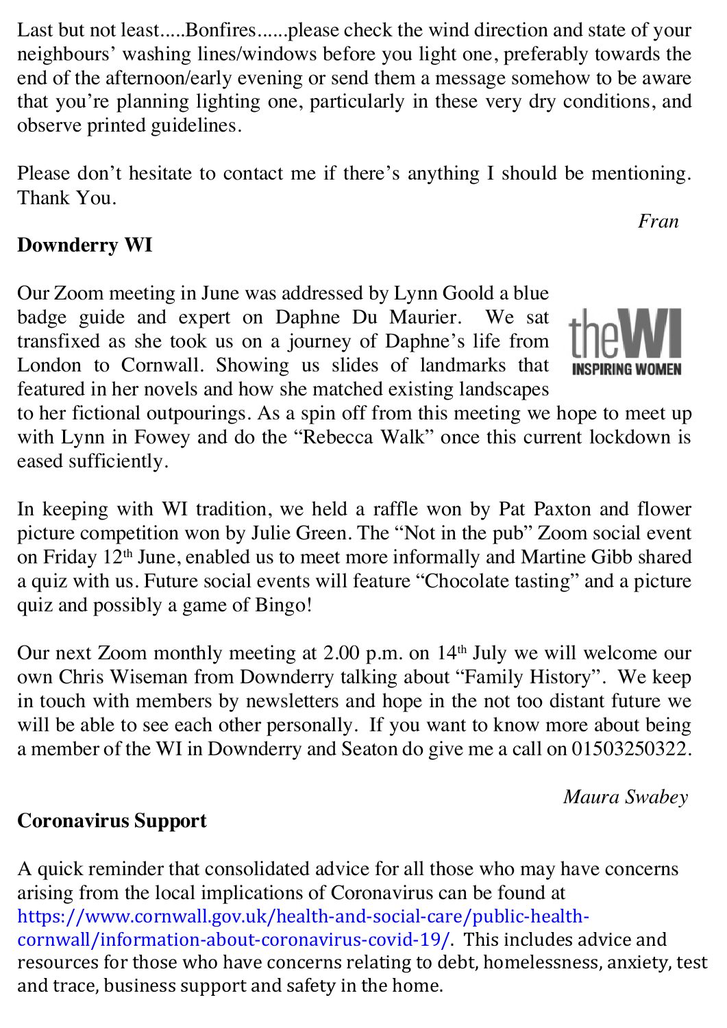Last but not least.....Bonfires......please check the wind direction and state of your neighbours' washing lines/windows before you light one, preferably towards the end of the afternoon/early evening or send them a message somehow to be aware that you're planning lighting one, particularly in these very dry conditions, and observe printed guidelines.

Please don't hesitate to contact me if there's anything I should be mentioning. Thank You.

*Fran*

## Downderry WI

Our Zoom meeting in June was addressed by Lynn Goold a blue badge guide and expert on Daphne Du Maurier. We sat transfixed as she took us on a journey of Daphne's life from London to Cornwall. Showing us slides of landmarks that featured in her novels and how she matched existing landscapes to her fictional outpourings. As a spin off from this meeting we hope to meet up with Lynn in Fowey and do the "Rebecca Walk" once this current lockdown is eased sufficiently.

theWI INSPIRING WOMEN

In keeping with WI tradition, we held a raffle won by Pat Paxton and flower picture competition won by Julie Green. The "Not in the pub" Zoom social event on Friday 12th June, enabled us to meet more informally and Martine Gibb shared a quiz with us. Future social events will feature "Chocolate tasting" and a picture quiz and possibly a game of Bingo!

Our next Zoom monthly meeting at 2.00 p.m. on 14th July we will welcome our own Chris Wiseman from Downderry talking about "Family History". We keep in touch with members by newsletters and hope in the not too distant future we will be able to see each other personally. If you want to know more about being a member of the WI in Downderry and Seaton do give me a call on 01503250322.

*Maura Swabey*

## Coronavirus Support

A quick reminder that consolidated advice for all those who may have concerns arising from the local implications of Coronavirus can be found at https://www.cornwall.gov.uk/health-and-social-care/public-health-cornwall/information-about-coronavirus-covid-19/. This includes advice and resources for those who have concerns relating to debt, homelessness, anxiety, test and trace, business support and safety in the home.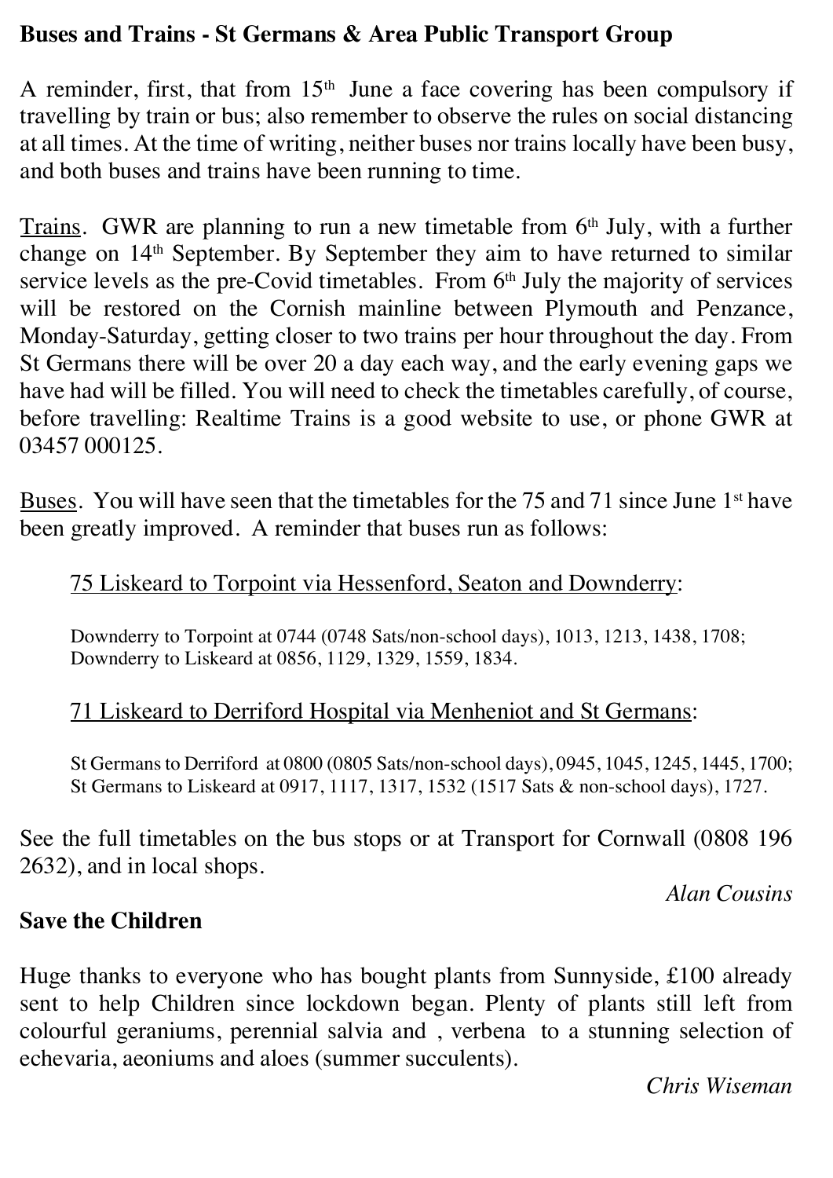**Buses and Trains - St Germans & Area Public Transport Group**

A reminder, first, that from 15th June a face covering has been compulsory if travelling by train or bus; also remember to observe the rules on social distancing at all times. At the time of writing, neither buses nor trains locally have been busy, and both buses and trains have been running to time.

Trains. GWR are planning to run a new timetable from 6th July, with a further change on 14th September. By September they aim to have returned to similar service levels as the pre-Covid timetables. From 6th July the majority of services will be restored on the Cornish mainline between Plymouth and Penzance, Monday-Saturday, getting closer to two trains per hour throughout the day. From St Germans there will be over 20 a day each way, and the early evening gaps we have had will be filled. You will need to check the timetables carefully, of course, before travelling: Realtime Trains is a good website to use, or phone GWR at 03457 000125.

Buses. You will have seen that the timetables for the 75 and 71 since June 1st have been greatly improved. A reminder that buses run as follows:

75 Liskeard to Torpoint via Hessenford, Seaton and Downderry:

Downderry to Torpoint at 0744 (0748 Sats/non-school days), 1013, 1213, 1438, 1708;
Downderry to Liskeard at 0856, 1129, 1329, 1559, 1834.

71 Liskeard to Derriford Hospital via Menheniot and St Germans:

St Germans to Derriford at 0800 (0805 Sats/non-school days), 0945, 1045, 1245, 1445, 1700;
St Germans to Liskeard at 0917, 1117, 1317, 1532 (1517 Sats & non-school days), 1727.

See the full timetables on the bus stops or at Transport for Cornwall (0808 196 2632), and in local shops.

*Alan Cousins*

**Save the Children**

Huge thanks to everyone who has bought plants from Sunnyside, £100 already sent to help Children since lockdown began. Plenty of plants still left from colourful geraniums, perennial salvia and , verbena to a stunning selection of echevaria, aeoniums and aloes (summer succulents).

*Chris Wiseman*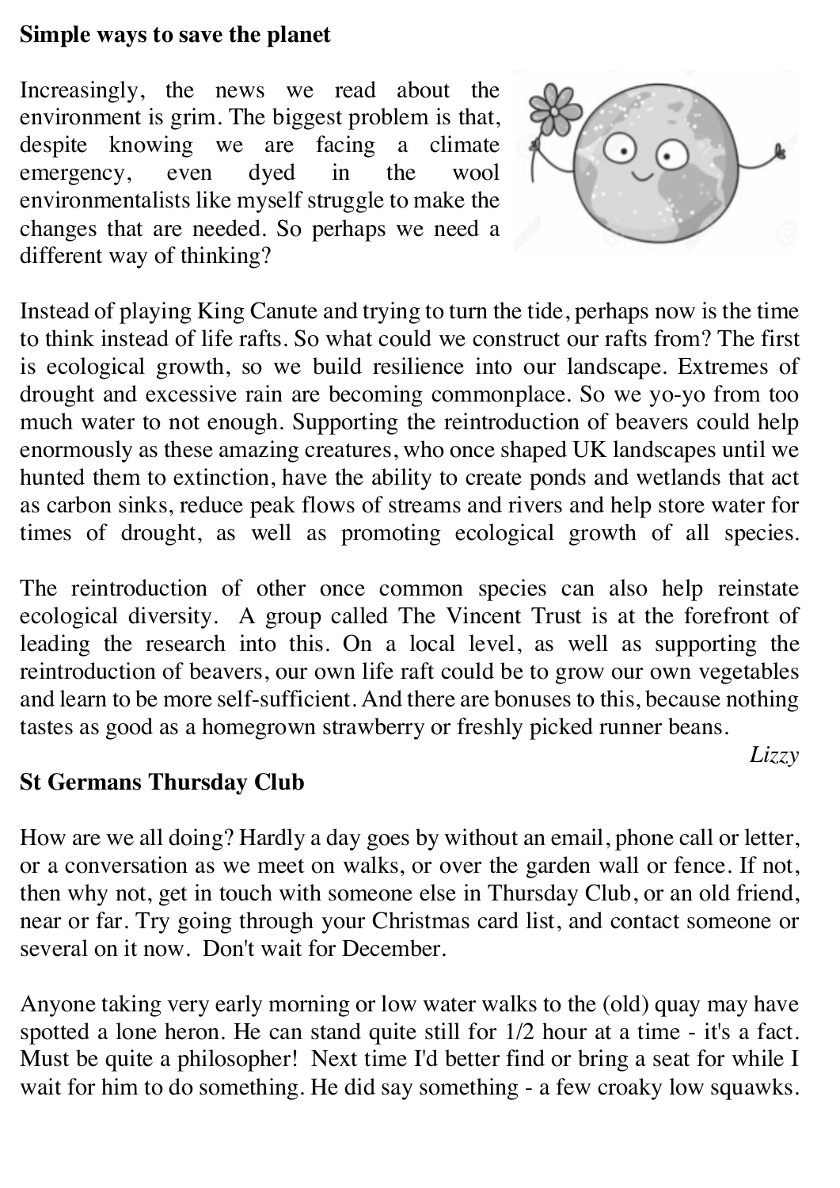**Simple ways to save the planet**

Increasingly, the news we read about the environment is grim. The biggest problem is that, despite knowing we are facing a climate emergency, even dyed in the wool environmentalists like myself struggle to make the changes that are needed. So perhaps we need a different way of thinking?

Instead of playing King Canute and trying to turn the tide, perhaps now is the time to think instead of life rafts. So what could we construct our rafts from? The first is ecological growth, so we build resilience into our landscape. Extremes of drought and excessive rain are becoming commonplace. So we yo-yo from too much water to not enough. Supporting the reintroduction of beavers could help enormously as these amazing creatures, who once shaped UK landscapes until we hunted them to extinction, have the ability to create ponds and wetlands that act as carbon sinks, reduce peak flows of streams and rivers and help store water for times of drought, as well as promoting ecological growth of all species.

The reintroduction of other once common species can also help reinstate ecological diversity. A group called The Vincent Trust is at the forefront of leading the research into this. On a local level, as well as supporting the reintroduction of beavers, our own life raft could be to grow our own vegetables and learn to be more self-sufficient. And there are bonuses to this, because nothing tastes as good as a homegrown strawberry or freshly picked runner beans.

*Lizzy*

**St Germans Thursday Club**

How are we all doing? Hardly a day goes by without an email, phone call or letter, or a conversation as we meet on walks, or over the garden wall or fence. If not, then why not, get in touch with someone else in Thursday Club, or an old friend, near or far. Try going through your Christmas card list, and contact someone or several on it now. Don't wait for December.

Anyone taking very early morning or low water walks to the (old) quay may have spotted a lone heron. He can stand quite still for 1/2 hour at a time - it's a fact. Must be quite a philosopher! Next time I'd better find or bring a seat for while I wait for him to do something. He did say something - a few croaky low squawks.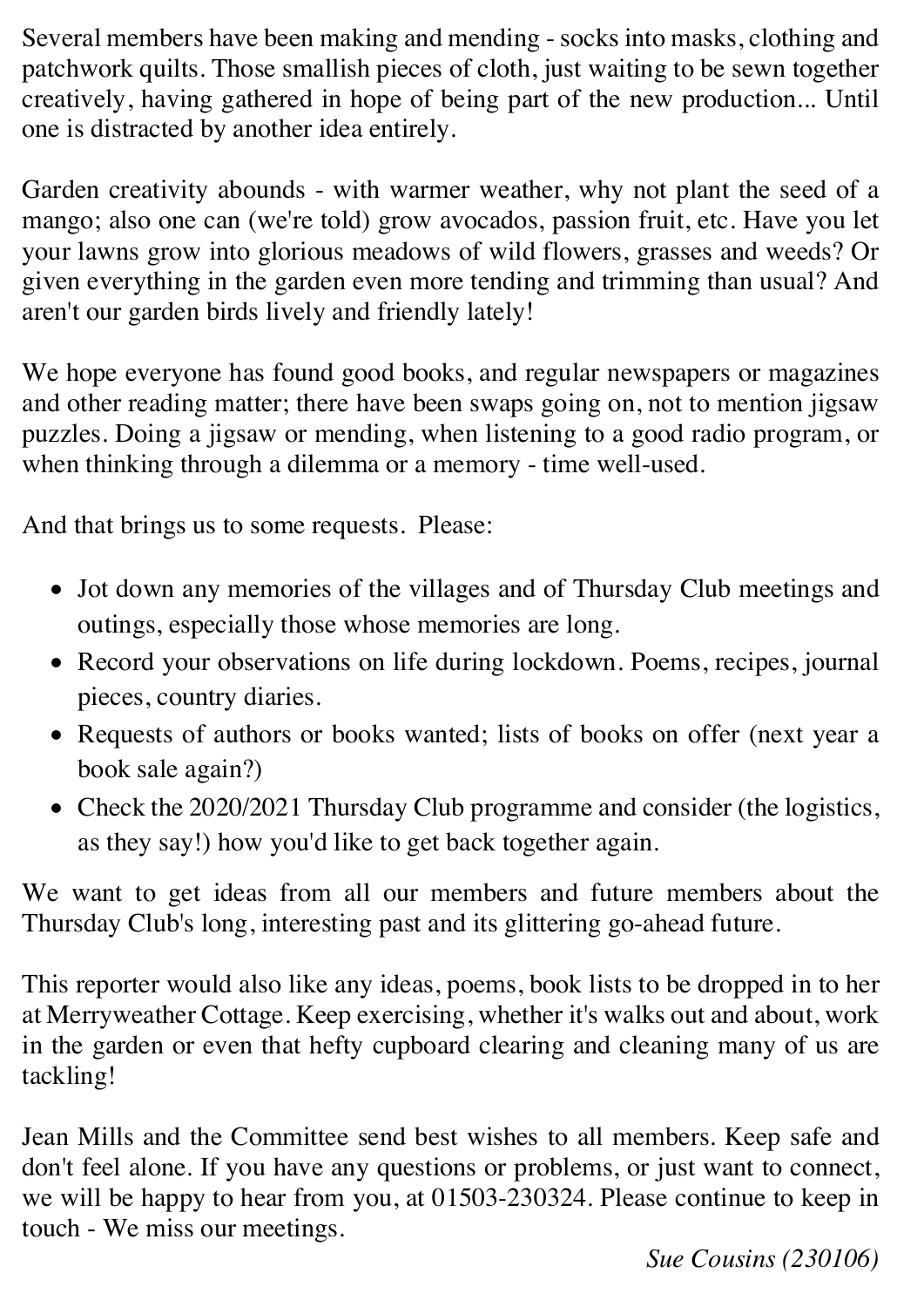Several members have been making and mending - socks into masks, clothing and patchwork quilts. Those smallish pieces of cloth, just waiting to be sewn together creatively, having gathered in hope of being part of the new production... Until one is distracted by another idea entirely.

Garden creativity abounds - with warmer weather, why not plant the seed of a mango; also one can (we're told) grow avocados, passion fruit, etc. Have you let your lawns grow into glorious meadows of wild flowers, grasses and weeds? Or given everything in the garden even more tending and trimming than usual? And aren't our garden birds lively and friendly lately!

We hope everyone has found good books, and regular newspapers or magazines and other reading matter; there have been swaps going on, not to mention jigsaw puzzles. Doing a jigsaw or mending, when listening to a good radio program, or when thinking through a dilemma or a memory - time well-used.

And that brings us to some requests. Please:

- Jot down any memories of the villages and of Thursday Club meetings and outings, especially those whose memories are long.
- Record your observations on life during lockdown. Poems, recipes, journal pieces, country diaries.
- Requests of authors or books wanted; lists of books on offer (next year a book sale again?)
- Check the 2020/2021 Thursday Club programme and consider (the logistics, as they say!) how you'd like to get back together again.

We want to get ideas from all our members and future members about the Thursday Club's long, interesting past and its glittering go-ahead future.

This reporter would also like any ideas, poems, book lists to be dropped in to her at Merryweather Cottage. Keep exercising, whether it's walks out and about, work in the garden or even that hefty cupboard clearing and cleaning many of us are tackling!

Jean Mills and the Committee send best wishes to all members. Keep safe and don't feel alone. If you have any questions or problems, or just want to connect, we will be happy to hear from you, at 01503-230324. Please continue to keep in touch - We miss our meetings.

*Sue Cousins (230106)*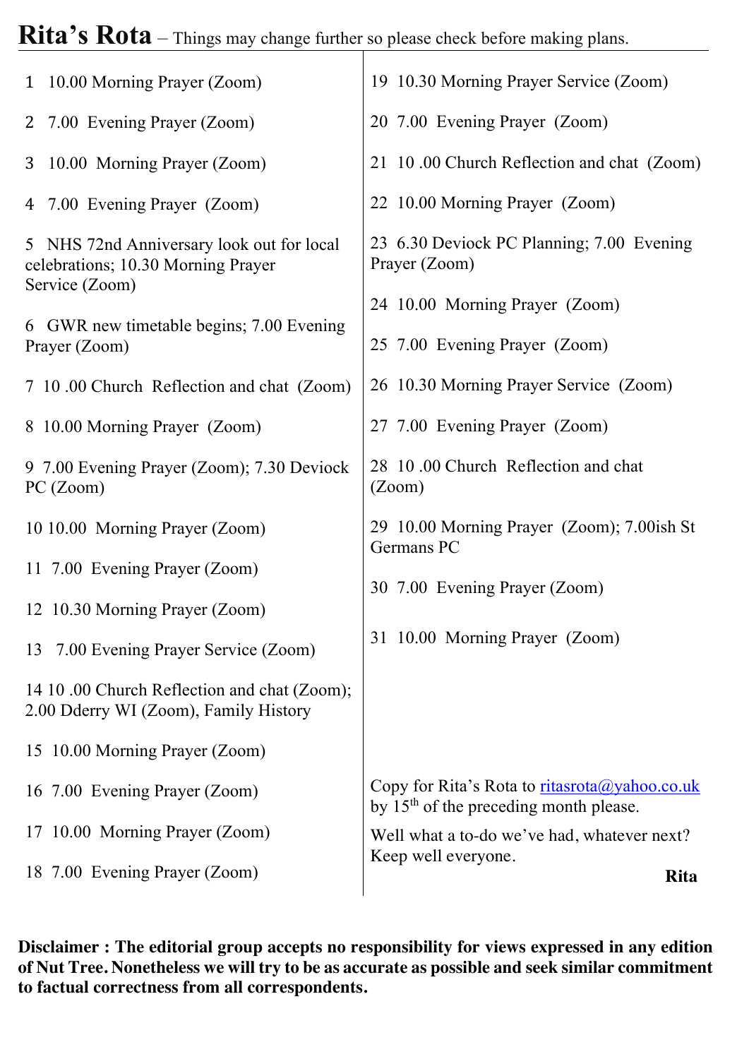# Rita's Rota – Things may change further so please check before making plans.

1 10.00 Morning Prayer (Zoom)

2 7.00 Evening Prayer (Zoom)

3 10.00 Morning Prayer (Zoom)

4 7.00 Evening Prayer (Zoom)

5 NHS 72nd Anniversary look out for local celebrations; 10.30 Morning Prayer Service (Zoom)

6 GWR new timetable begins; 7.00 Evening Prayer (Zoom)

7 10 .00 Church Reflection and chat (Zoom)

8 10.00 Morning Prayer (Zoom)

9 7.00 Evening Prayer (Zoom); 7.30 Deviock PC (Zoom)

10 10.00 Morning Prayer (Zoom)

11 7.00 Evening Prayer (Zoom)

12 10.30 Morning Prayer (Zoom)

13 7.00 Evening Prayer Service (Zoom)

14 10 .00 Church Reflection and chat (Zoom); 2.00 Dderry WI (Zoom), Family History

15 10.00 Morning Prayer (Zoom)

16 7.00 Evening Prayer (Zoom)

17 10.00 Morning Prayer (Zoom)

18 7.00 Evening Prayer (Zoom)

19 10.30 Morning Prayer Service (Zoom)

20 7.00 Evening Prayer (Zoom)

21 10 .00 Church Reflection and chat (Zoom)

22 10.00 Morning Prayer (Zoom)

23 6.30 Deviock PC Planning; 7.00 Evening Prayer (Zoom)

24 10.00 Morning Prayer (Zoom)

25 7.00 Evening Prayer (Zoom)

26 10.30 Morning Prayer Service (Zoom)

27 7.00 Evening Prayer (Zoom)

28 10 .00 Church Reflection and chat (Zoom)

29 10.00 Morning Prayer (Zoom); 7.00ish St Germans PC

30 7.00 Evening Prayer (Zoom)

31 10.00 Morning Prayer (Zoom)

Copy for Rita's Rota to ritasrota@yahoo.co.uk by 15th of the preceding month please.

Well what a to-do we've had, whatever next? Keep well everyone.

**Rita**

**Disclaimer : The editorial group accepts no responsibility for views expressed in any edition of Nut Tree. Nonetheless we will try to be as accurate as possible and seek similar commitment to factual correctness from all correspondents.**